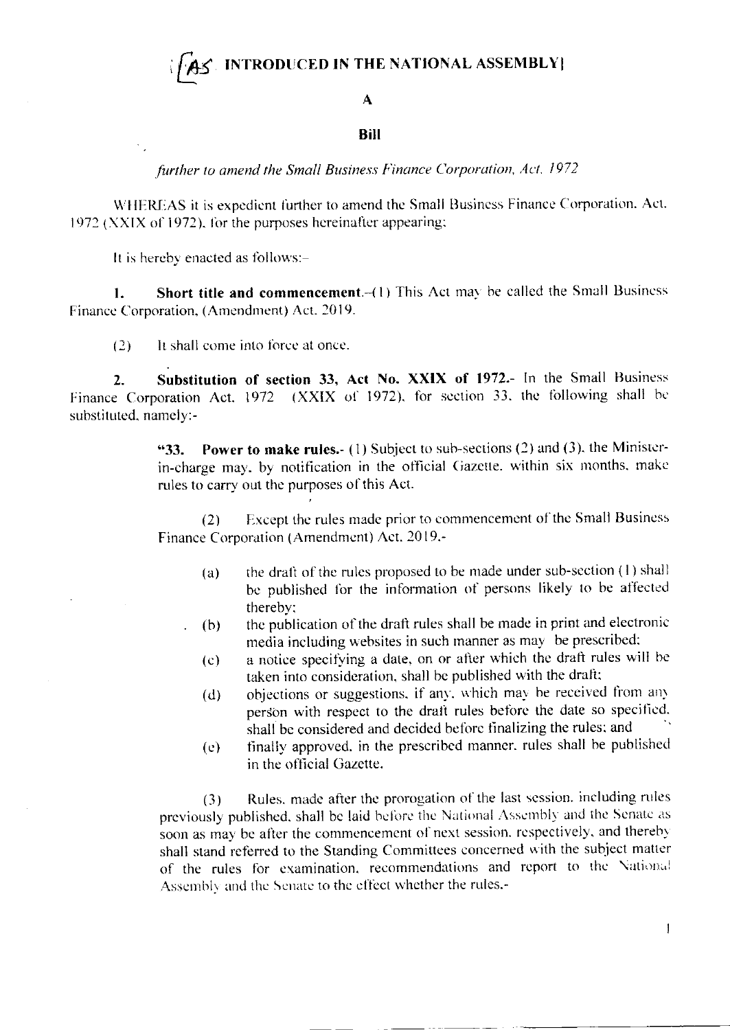**[AS INTRODUCED IN THE NATIONAL ASSEMBLY]**

**A**

**Bill**

*further to amend the Small Business Finance Corporation, Act, 1972*

WHEREAS it is expedient further to amend the Small Business Finance Corporation. Act. 1972 (XXIX of 1972), for the purposes hereinafter appearing;

It is hereby enacted as follows:-

**1. Short title and commencement.**-(1) This Act may be called the Small Business Finance Corporation, (Amendment) Act, 2019.

(2) It shall come into force at once.

**2. Substitution of section 33, Act No. XXIX of 1972.**- In the Small Business Finance Corporation Act, 1972 (XXIX of 1972), for section 33, the following shall be substituted, namely:-

> "**33. Power to make rules.**- (1) Subject to sub-sections (2) and (3), the Minister-in-charge may, by notification in the official Gazette, within six months, make rules to carry out the purposes of this Act.
>
> (2) Except the rules made prior to commencement of the Small Business Finance Corporation (Amendment) Act, 2019,-
>
> (a) the draft of the rules proposed to be made under sub-section (1) shall be published for the information of persons likely to be affected thereby;
>
> (b) the publication of the draft rules shall be made in print and electronic media including websites in such manner as may be prescribed;
>
> (c) a notice specifying a date, on or after which the draft rules will be taken into consideration, shall be published with the draft;
>
> (d) objections or suggestions, if any, which may be received from any person with respect to the draft rules before the date so specified, shall be considered and decided before finalizing the rules; and
>
> (e) finally approved, in the prescribed manner, rules shall be published in the official Gazette.
>
> (3) Rules, made after the prorogation of the last session, including rules previously published, shall be laid before the National Assembly and the Senate as soon as may be after the commencement of next session, respectively, and thereby shall stand referred to the Standing Committees concerned with the subject matter of the rules for examination, recommendations and report to the National Assembly and the Senate to the effect whether the rules,-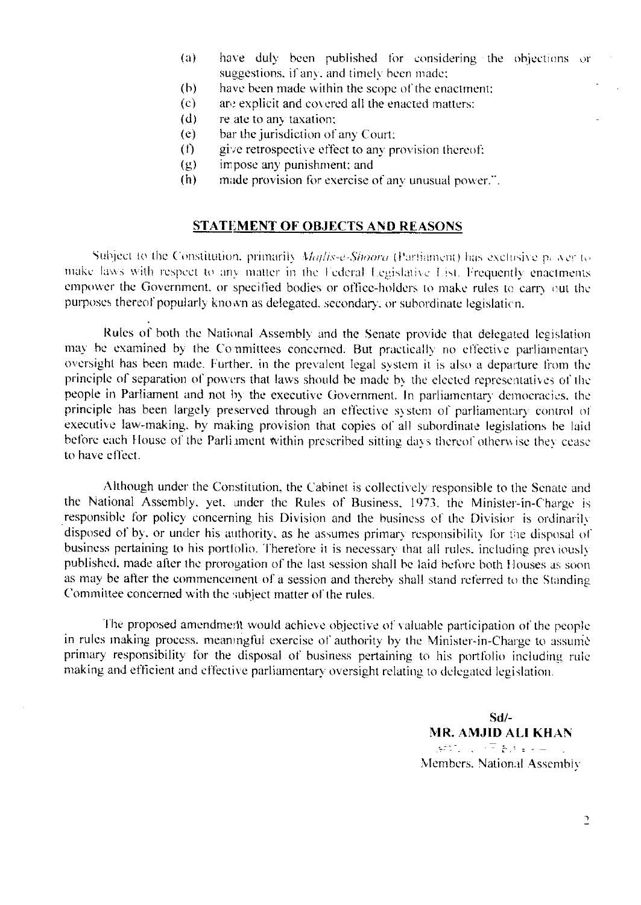(a) have duly been published for considering the objections or suggestions, if any, and timely been made;
(b) have been made within the scope of the enactment;
(c) are explicit and covered all the enacted matters;
(d) relate to any taxation;
(e) bar the jurisdiction of any Court;
(f) give retrospective effect to any provision thereof;
(g) impose any punishment; and
(h) made provision for exercise of any unusual power.".

## STATEMENT OF OBJECTS AND REASONS

Subject to the Constitution, primarily *Majlis-e-Shoora* (Parliament) has exclusive power to make laws with respect to any matter in the Federal Legislative List. Frequently enactments empower the Government, or specified bodies or office-holders to make rules to carry out the purposes thereof popularly known as delegated, secondary, or subordinate legislation.

Rules of both the National Assembly and the Senate provide that delegated legislation may be examined by the Committees concerned. But practically no effective parliamentary oversight has been made. Further, in the prevalent legal system it is also a departure from the principle of separation of powers that laws should be made by the elected representatives of the people in Parliament and not by the executive Government. In parliamentary democracies, the principle has been largely preserved through an effective system of parliamentary control of executive law-making, by making provision that copies of all subordinate legislations be laid before each House of the Parliament within prescribed sitting days thereof otherwise they cease to have effect.

Although under the Constitution, the Cabinet is collectively responsible to the Senate and the National Assembly, yet, under the Rules of Business, 1973, the Minister-in-Charge is responsible for policy concerning his Division and the business of the Division is ordinarily disposed of by, or under his authority, as he assumes primary responsibility for the disposal of business pertaining to his portfolio. Therefore it is necessary that all rules, including previously published, made after the prorogation of the last session shall be laid before both Houses as soon as may be after the commencement of a session and thereby shall stand referred to the Standing Committee concerned with the subject matter of the rules.

The proposed amendment would achieve objective of valuable participation of the people in rules making process, meaningful exercise of authority by the Minister-in-Charge to assume primary responsibility for the disposal of business pertaining to his portfolio including rule making and efficient and effective parliamentary oversight relating to delegated legislation.

Sd/-
**MR. AMJID ALI KHAN**
Members, National Assembly